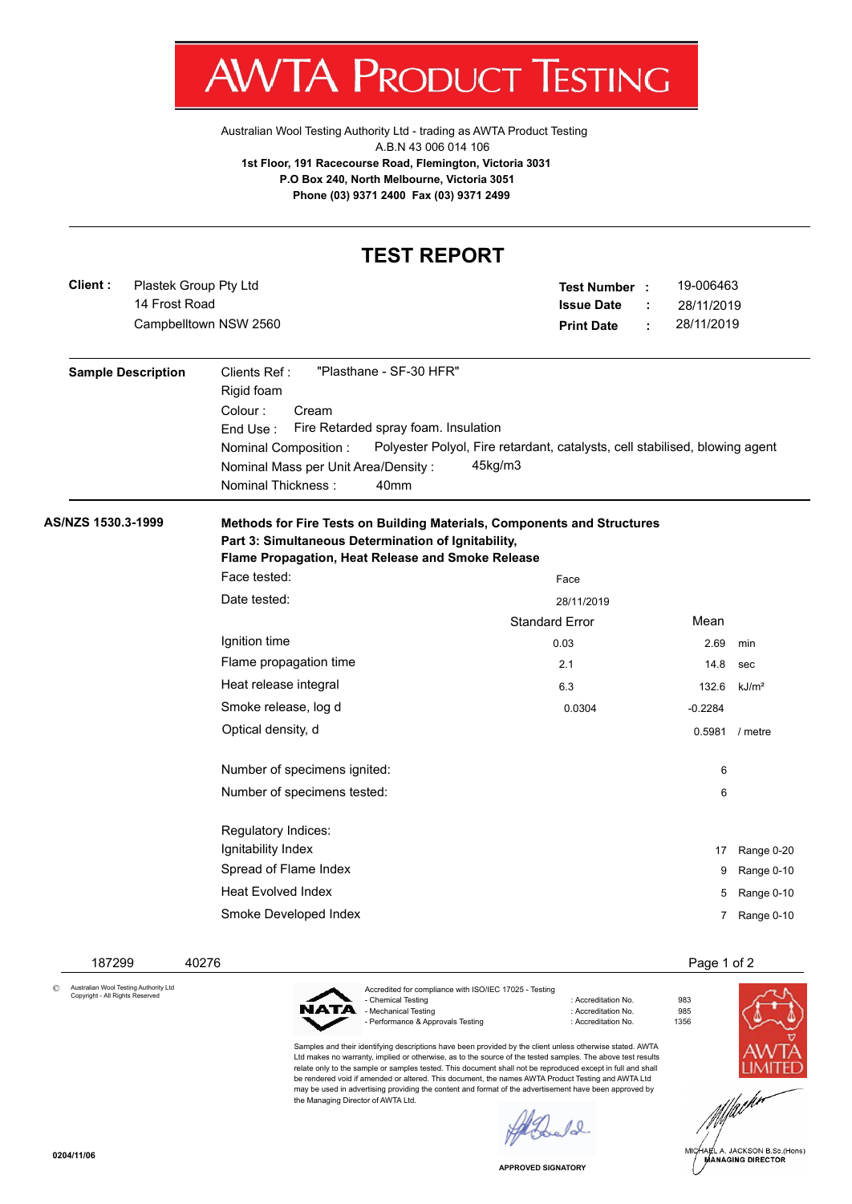# AWTA PRODUCT TESTING

Australian Wool Testing Authority Ltd - trading as AWTA Product Testing
A.B.N 43 006 014 106
**1st Floor, 191 Racecourse Road, Flemington, Victoria 3031**
**P.O Box 240, North Melbourne, Victoria 3051**
**Phone (03) 9371 2400 Fax (03) 9371 2499**

## TEST REPORT

**Client :** Plastek Group Pty Ltd
14 Frost Road
Campbelltown NSW 2560

**Test Number :** 19-006463
**Issue Date :** 28/11/2019
**Print Date :** 28/11/2019

**Sample Description**

Clients Ref : "Plasthane - SF-30 HFR"
Rigid foam
Colour : Cream
End Use : Fire Retarded spray foam. Insulation
Nominal Composition : Polyester Polyol, Fire retardant, catalysts, cell stabilised, blowing agent
Nominal Mass per Unit Area/Density : 45kg/m3
Nominal Thickness : 40mm

**AS/NZS 1530.3-1999**

**Methods for Fire Tests on Building Materials, Components and Structures**
**Part 3: Simultaneous Determination of Ignitability,**
**Flame Propagation, Heat Release and Smoke Release**

Face tested: Face

Date tested: 28/11/2019

| | Standard Error | Mean | |
|---|---|---|---|
| Ignition time | 0.03 | 2.69 | min |
| Flame propagation time | 2.1 | 14.8 | sec |
| Heat release integral | 6.3 | 132.6 | kJ/m² |
| Smoke release, log d | 0.0304 | -0.2284 | |
| Optical density, d | | 0.5981 | / metre |

| | | |
|---|---|---|
| Number of specimens ignited: | 6 | |
| Number of specimens tested: | 6 | |

| Regulatory Indices: | | |
|---|---|---|
| Ignitability Index | 17 | Range 0-20 |
| Spread of Flame Index | 9 | Range 0-10 |
| Heat Evolved Index | 5 | Range 0-10 |
| Smoke Developed Index | 7 | Range 0-10 |

187299 40276

© Australian Wool Testing Authority Ltd
Copyright - All Rights Reserved

Accredited for compliance with ISO/IEC 17025 - Testing
- Chemical Testing : Accreditation No. 983
- Mechanical Testing : Accreditation No. 985
- Performance & Approvals Testing : Accreditation No. 1356

Samples and their identifying descriptions have been provided by the client unless otherwise stated. AWTA Ltd makes no warranty, implied or otherwise, as to the source of the tested samples. The above test results relate only to the sample or samples tested. This document shall not be reproduced except in full and shall be rendered void if amended or altered. This document, the names AWTA Product Testing and AWTA Ltd may be used in advertising providing the content and format of the advertisement have been approved by the Managing Director of AWTA Ltd.

APPROVED SIGNATORY

MICHAEL A. JACKSON B.Sc.(Hons)
MANAGING DIRECTOR

0204/11/06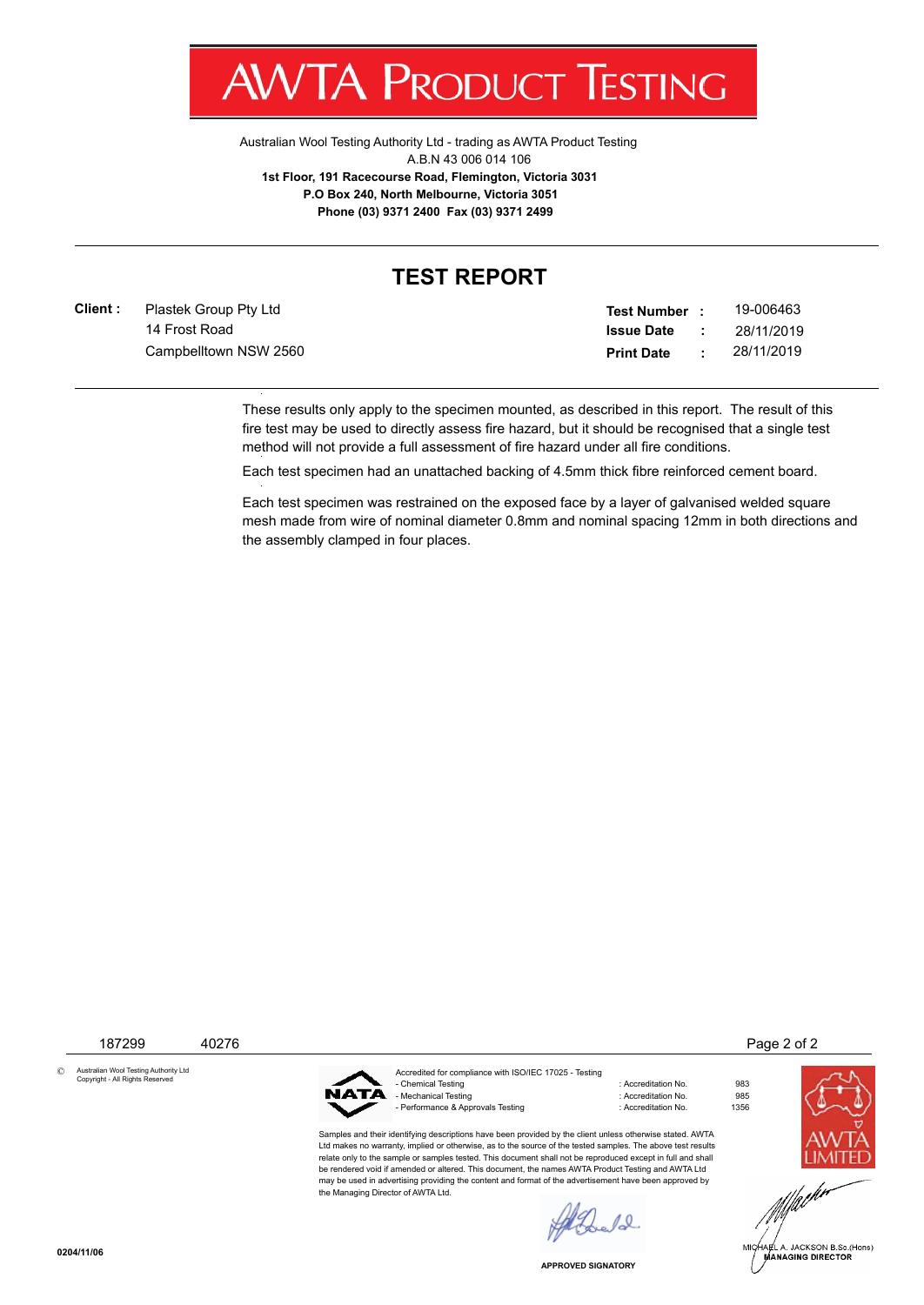# AWTA PRODUCT TESTING

Australian Wool Testing Authority Ltd - trading as AWTA Product Testing
A.B.N 43 006 014 106
**1st Floor, 191 Racecourse Road, Flemington, Victoria 3031**
**P.O Box 240, North Melbourne, Victoria 3051**
**Phone (03) 9371 2400 Fax (03) 9371 2499**

## TEST REPORT

**Client :** Plastek Group Pty Ltd
14 Frost Road
Campbelltown NSW 2560

**Test Number :** 19-006463
**Issue Date :** 28/11/2019
**Print Date :** 28/11/2019

These results only apply to the specimen mounted, as described in this report. The result of this fire test may be used to directly assess fire hazard, but it should be recognised that a single test method will not provide a full assessment of fire hazard under all fire conditions.

Each test specimen had an unattached backing of 4.5mm thick fibre reinforced cement board.

Each test specimen was restrained on the exposed face by a layer of galvanised welded square mesh made from wire of nominal diameter 0.8mm and nominal spacing 12mm in both directions and the assembly clamped in four places.

187299 40276

© Australian Wool Testing Authority Ltd
Copyright - All Rights Reserved

Accredited for compliance with ISO/IEC 17025 - Testing

| | | |
|---|---|---|
| - Chemical Testing | : Accreditation No. | 983 |
| - Mechanical Testing | : Accreditation No. | 985 |
| - Performance & Approvals Testing | : Accreditation No. | 1356 |

Samples and their identifying descriptions have been provided by the client unless otherwise stated. AWTA Ltd makes no warranty, implied or otherwise, as to the source of the tested samples. The above test results relate only to the sample or samples tested. This document shall not be reproduced except in full and shall be rendered void if amended or altered. This document, the names AWTA Product Testing and AWTA Ltd may be used in advertising providing the content and format of the advertisement have been approved by the Managing Director of AWTA Ltd.

APPROVED SIGNATORY

MICHAEL A. JACKSON B.Sc.(Hons)
MANAGING DIRECTOR

0204/11/06